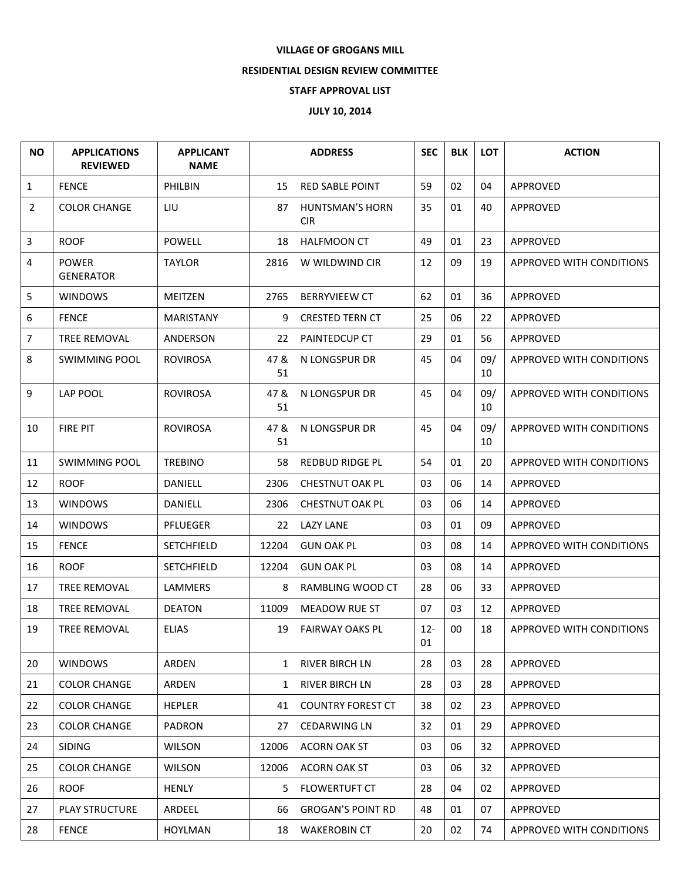**VILLAGE OF GROGANS MILL**

**RESIDENTIAL DESIGN REVIEW COMMITTEE**

**STAFF APPROVAL LIST**

**JULY 10, 2014**

| NO | APPLICATIONS REVIEWED | APPLICANT NAME | ADDRESS | | SEC | BLK | LOT | ACTION |
|---|---|---|---|---|---|---|---|---|
| 1 | FENCE | PHILBIN | 15 | RED SABLE POINT | 59 | 02 | 04 | APPROVED |
| 2 | COLOR CHANGE | LIU | 87 | HUNTSMAN'S HORN CIR | 35 | 01 | 40 | APPROVED |
| 3 | ROOF | POWELL | 18 | HALFMOON CT | 49 | 01 | 23 | APPROVED |
| 4 | POWER GENERATOR | TAYLOR | 2816 | W WILDWIND CIR | 12 | 09 | 19 | APPROVED WITH CONDITIONS |
| 5 | WINDOWS | MEITZEN | 2765 | BERRYVIEEW CT | 62 | 01 | 36 | APPROVED |
| 6 | FENCE | MARISTANY | 9 | CRESTED TERN CT | 25 | 06 | 22 | APPROVED |
| 7 | TREE REMOVAL | ANDERSON | 22 | PAINTEDCUP CT | 29 | 01 | 56 | APPROVED |
| 8 | SWIMMING POOL | ROVIROSA | 47 & 51 | N LONGSPUR DR | 45 | 04 | 09/10 | APPROVED WITH CONDITIONS |
| 9 | LAP POOL | ROVIROSA | 47 & 51 | N LONGSPUR DR | 45 | 04 | 09/10 | APPROVED WITH CONDITIONS |
| 10 | FIRE PIT | ROVIROSA | 47 & 51 | N LONGSPUR DR | 45 | 04 | 09/10 | APPROVED WITH CONDITIONS |
| 11 | SWIMMING POOL | TREBINO | 58 | REDBUD RIDGE PL | 54 | 01 | 20 | APPROVED WITH CONDITIONS |
| 12 | ROOF | DANIELL | 2306 | CHESTNUT OAK PL | 03 | 06 | 14 | APPROVED |
| 13 | WINDOWS | DANIELL | 2306 | CHESTNUT OAK PL | 03 | 06 | 14 | APPROVED |
| 14 | WINDOWS | PFLUEGER | 22 | LAZY LANE | 03 | 01 | 09 | APPROVED |
| 15 | FENCE | SETCHFIELD | 12204 | GUN OAK PL | 03 | 08 | 14 | APPROVED WITH CONDITIONS |
| 16 | ROOF | SETCHFIELD | 12204 | GUN OAK PL | 03 | 08 | 14 | APPROVED |
| 17 | TREE REMOVAL | LAMMERS | 8 | RAMBLING WOOD CT | 28 | 06 | 33 | APPROVED |
| 18 | TREE REMOVAL | DEATON | 11009 | MEADOW RUE ST | 07 | 03 | 12 | APPROVED |
| 19 | TREE REMOVAL | ELIAS | 19 | FAIRWAY OAKS PL | 12-01 | 00 | 18 | APPROVED WITH CONDITIONS |
| 20 | WINDOWS | ARDEN | 1 | RIVER BIRCH LN | 28 | 03 | 28 | APPROVED |
| 21 | COLOR CHANGE | ARDEN | 1 | RIVER BIRCH LN | 28 | 03 | 28 | APPROVED |
| 22 | COLOR CHANGE | HEPLER | 41 | COUNTRY FOREST CT | 38 | 02 | 23 | APPROVED |
| 23 | COLOR CHANGE | PADRON | 27 | CEDARWING LN | 32 | 01 | 29 | APPROVED |
| 24 | SIDING | WILSON | 12006 | ACORN OAK ST | 03 | 06 | 32 | APPROVED |
| 25 | COLOR CHANGE | WILSON | 12006 | ACORN OAK ST | 03 | 06 | 32 | APPROVED |
| 26 | ROOF | HENLY | 5 | FLOWERTUFT CT | 28 | 04 | 02 | APPROVED |
| 27 | PLAY STRUCTURE | ARDEEL | 66 | GROGAN'S POINT RD | 48 | 01 | 07 | APPROVED |
| 28 | FENCE | HOYLMAN | 18 | WAKEROBIN CT | 20 | 02 | 74 | APPROVED WITH CONDITIONS |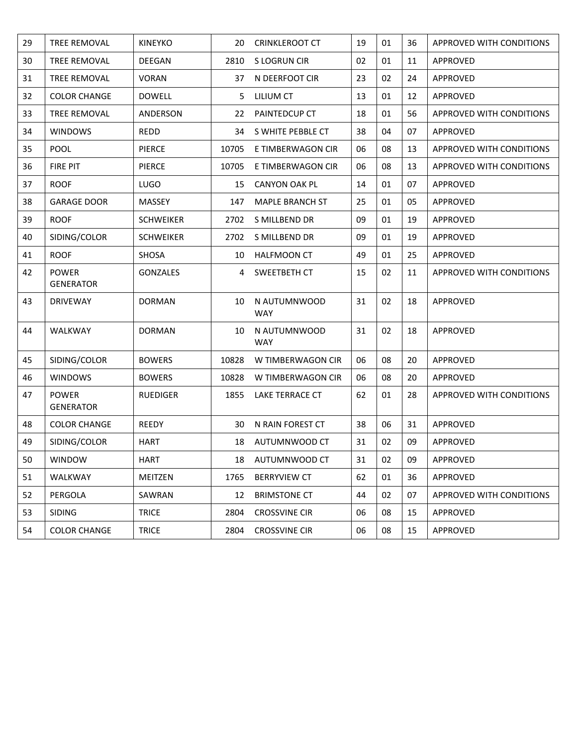| | | | | | | | | |
|---|---|---|---|---|---|---|---|---|
| 29 | TREE REMOVAL | KINEYKO | 20 | CRINKLEROOT CT | 19 | 01 | 36 | APPROVED WITH CONDITIONS |
| 30 | TREE REMOVAL | DEEGAN | 2810 | S LOGRUN CIR | 02 | 01 | 11 | APPROVED |
| 31 | TREE REMOVAL | VORAN | 37 | N DEERFOOT CIR | 23 | 02 | 24 | APPROVED |
| 32 | COLOR CHANGE | DOWELL | 5 | LILIUM CT | 13 | 01 | 12 | APPROVED |
| 33 | TREE REMOVAL | ANDERSON | 22 | PAINTEDCUP CT | 18 | 01 | 56 | APPROVED WITH CONDITIONS |
| 34 | WINDOWS | REDD | 34 | S WHITE PEBBLE CT | 38 | 04 | 07 | APPROVED |
| 35 | POOL | PIERCE | 10705 | E TIMBERWAGON CIR | 06 | 08 | 13 | APPROVED WITH CONDITIONS |
| 36 | FIRE PIT | PIERCE | 10705 | E TIMBERWAGON CIR | 06 | 08 | 13 | APPROVED WITH CONDITIONS |
| 37 | ROOF | LUGO | 15 | CANYON OAK PL | 14 | 01 | 07 | APPROVED |
| 38 | GARAGE DOOR | MASSEY | 147 | MAPLE BRANCH ST | 25 | 01 | 05 | APPROVED |
| 39 | ROOF | SCHWEIKER | 2702 | S MILLBEND DR | 09 | 01 | 19 | APPROVED |
| 40 | SIDING/COLOR | SCHWEIKER | 2702 | S MILLBEND DR | 09 | 01 | 19 | APPROVED |
| 41 | ROOF | SHOSA | 10 | HALFMOON CT | 49 | 01 | 25 | APPROVED |
| 42 | POWER GENERATOR | GONZALES | 4 | SWEETBETH CT | 15 | 02 | 11 | APPROVED WITH CONDITIONS |
| 43 | DRIVEWAY | DORMAN | 10 | N AUTUMNWOOD WAY | 31 | 02 | 18 | APPROVED |
| 44 | WALKWAY | DORMAN | 10 | N AUTUMNWOOD WAY | 31 | 02 | 18 | APPROVED |
| 45 | SIDING/COLOR | BOWERS | 10828 | W TIMBERWAGON CIR | 06 | 08 | 20 | APPROVED |
| 46 | WINDOWS | BOWERS | 10828 | W TIMBERWAGON CIR | 06 | 08 | 20 | APPROVED |
| 47 | POWER GENERATOR | RUEDIGER | 1855 | LAKE TERRACE CT | 62 | 01 | 28 | APPROVED WITH CONDITIONS |
| 48 | COLOR CHANGE | REEDY | 30 | N RAIN FOREST CT | 38 | 06 | 31 | APPROVED |
| 49 | SIDING/COLOR | HART | 18 | AUTUMNWOOD CT | 31 | 02 | 09 | APPROVED |
| 50 | WINDOW | HART | 18 | AUTUMNWOOD CT | 31 | 02 | 09 | APPROVED |
| 51 | WALKWAY | MEITZEN | 1765 | BERRYVIEW CT | 62 | 01 | 36 | APPROVED |
| 52 | PERGOLA | SAWRAN | 12 | BRIMSTONE CT | 44 | 02 | 07 | APPROVED WITH CONDITIONS |
| 53 | SIDING | TRICE | 2804 | CROSSVINE CIR | 06 | 08 | 15 | APPROVED |
| 54 | COLOR CHANGE | TRICE | 2804 | CROSSVINE CIR | 06 | 08 | 15 | APPROVED |